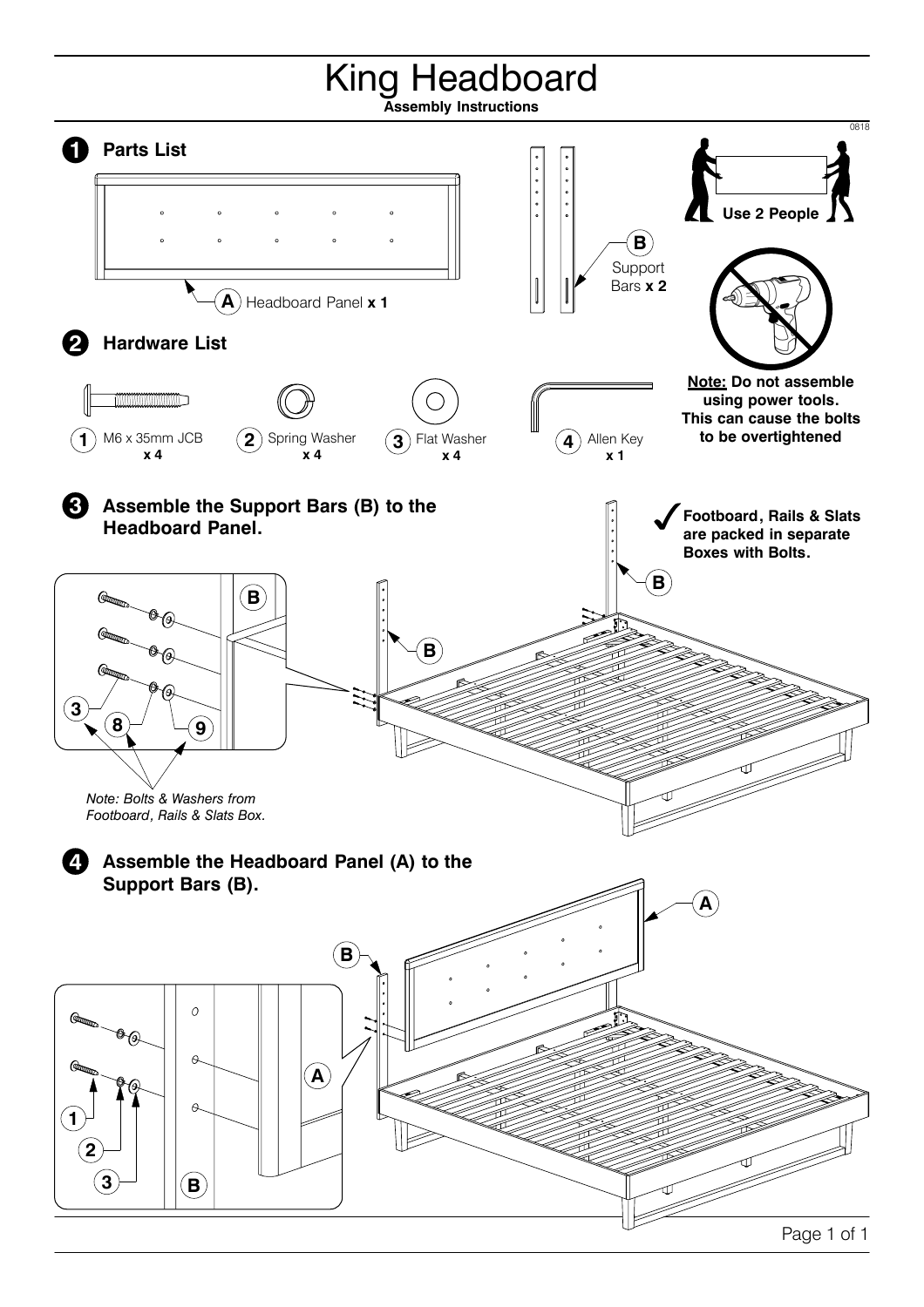# King Headboard

**Assembly Instructions**

0818

## 1 Parts List

- **A** Headboard Panel **x 1**
- **B** Support Bars **x 2**

**Use 2 People**

## 2 Hardware List

- **1** M6 x 35mm JCB **x 4**
- **2** Spring Washer **x 4**
- **3** Flat Washer **x 4**
- **4** Allen Key **x 1**

**Note: Do not assemble using power tools. This can cause the bolts to be overtightened**

## 3 Assemble the Support Bars (B) to the Headboard Panel.

**Footboard, Rails & Slats are packed in separate Boxes with Bolts.**

B

3, 8, 9

*Note: Bolts & Washers from Footboard, Rails & Slats Box.*

## 4 Assemble the Headboard Panel (A) to the Support Bars (B).

A, B

1, 2, 3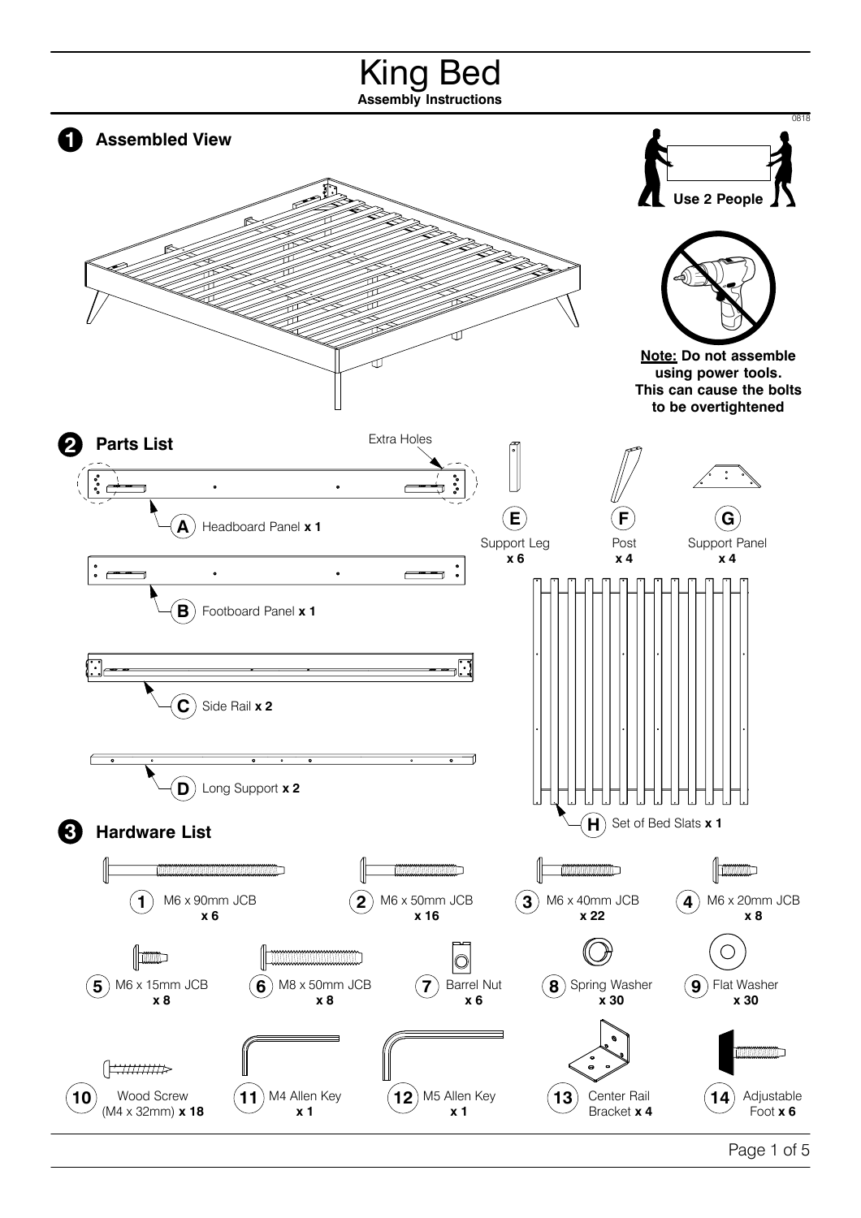# King Bed

**Assembly Instructions**

0818

## 1 Assembled View

**Use 2 People**

**Note: Do not assemble using power tools. This can cause the bolts to be overtightened**

## 2 Parts List

Extra Holes

- **A** Headboard Panel **x 1**
- **B** Footboard Panel **x 1**
- **C** Side Rail **x 2**
- **D** Long Support **x 2**
- **E** Support Leg **x 6**
- **F** Post **x 4**
- **G** Support Panel **x 4**
- **H** Set of Bed Slats **x 1**

## 3 Hardware List

- **1** M6 x 90mm JCB **x 6**
- **2** M6 x 50mm JCB **x 16**
- **3** M6 x 40mm JCB **x 22**
- **4** M6 x 20mm JCB **x 8**
- **5** M6 x 15mm JCB **x 8**
- **6** M8 x 50mm JCB **x 8**
- **7** Barrel Nut **x 6**
- **8** Spring Washer **x 30**
- **9** Flat Washer **x 30**
- **10** Wood Screw (M4 x 32mm) **x 18**
- **11** M4 Allen Key **x 1**
- **12** M5 Allen Key **x 1**
- **13** Center Rail Bracket **x 4**
- **14** Adjustable Foot **x 6**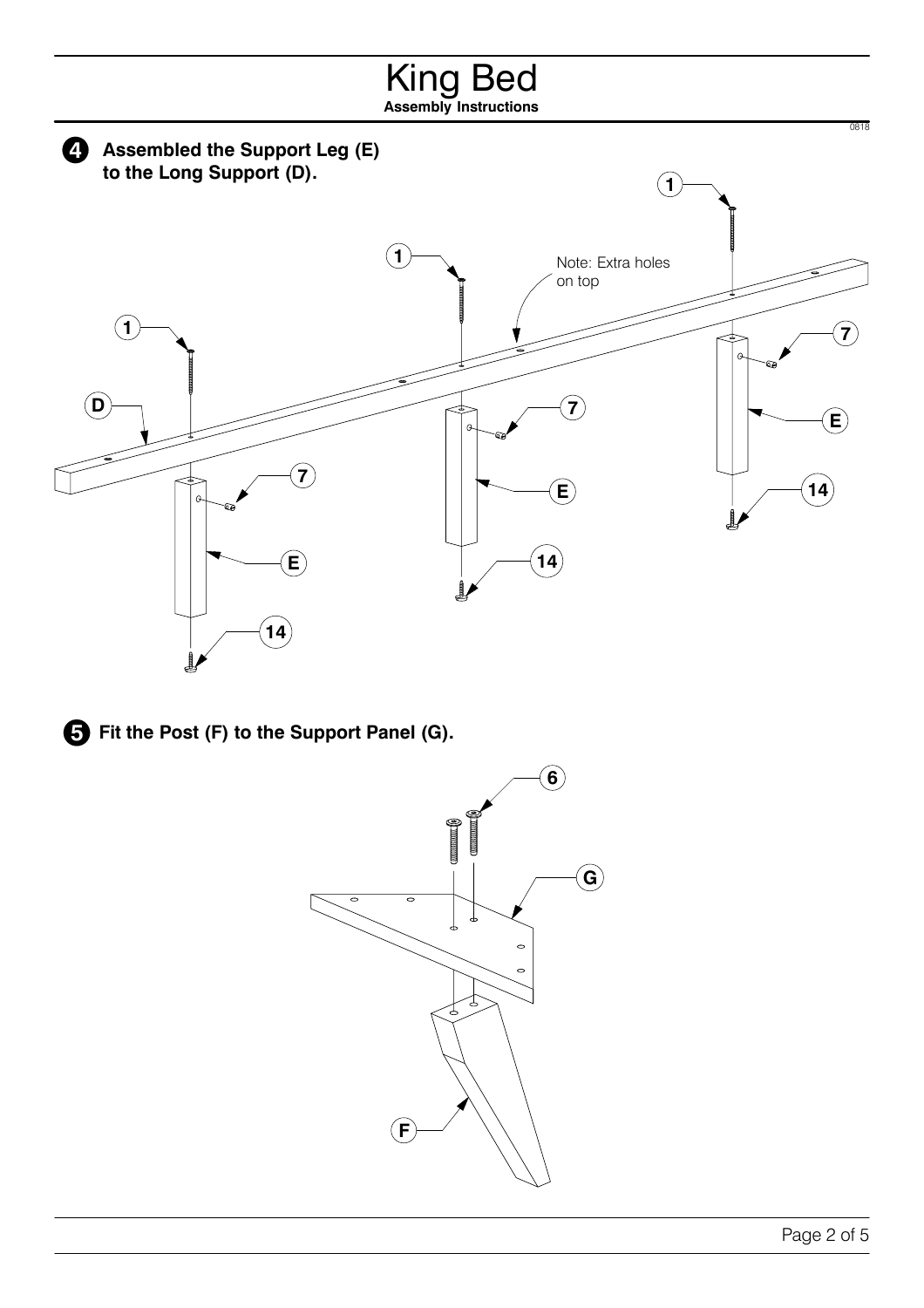# King Bed

**Assembly Instructions**

0818

**4** **Assembled the Support Leg (E) to the Long Support (D).**

Note: Extra holes on top

**5** **Fit the Post (F) to the Support Panel (G).**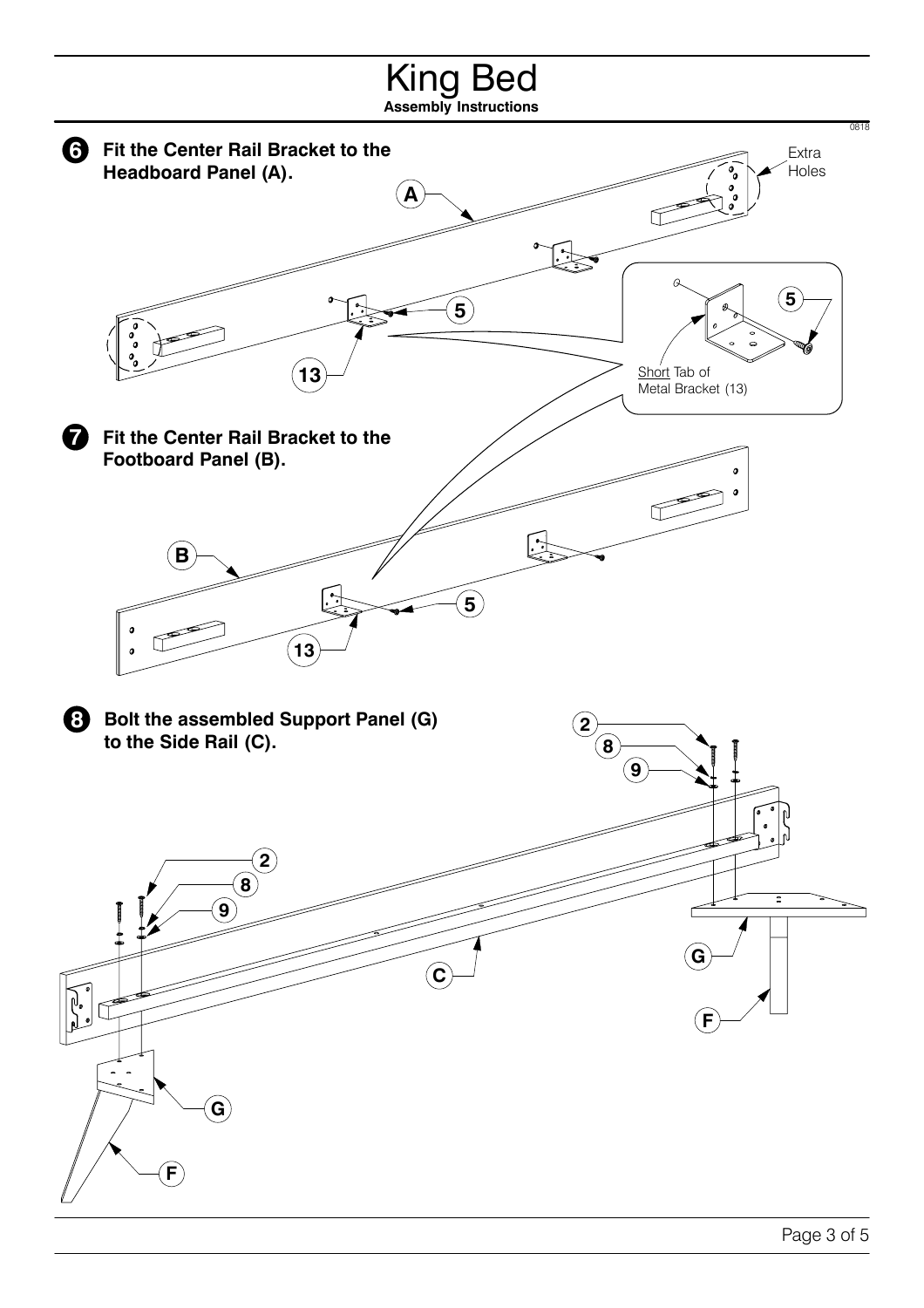# King Bed

**Assembly Instructions**

0818

**6** **Fit the Center Rail Bracket to the Headboard Panel (A).**

A

Extra Holes

5

13

Short Tab of Metal Bracket (13)

**7** **Fit the Center Rail Bracket to the Footboard Panel (B).**

B

5

13

**8** **Bolt the assembled Support Panel (G) to the Side Rail (C).**

2

8

9

C

G

F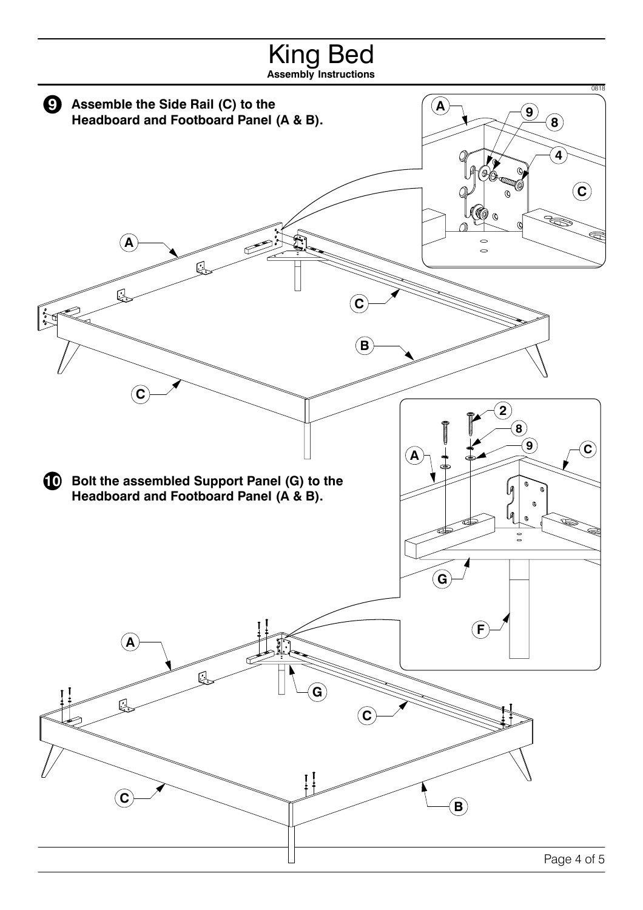# King Bed

**Assembly Instructions**

**9** **Assemble the Side Rail (C) to the Headboard and Footboard Panel (A & B).**

**10** **Bolt the assembled Support Panel (G) to the Headboard and Footboard Panel (A & B).**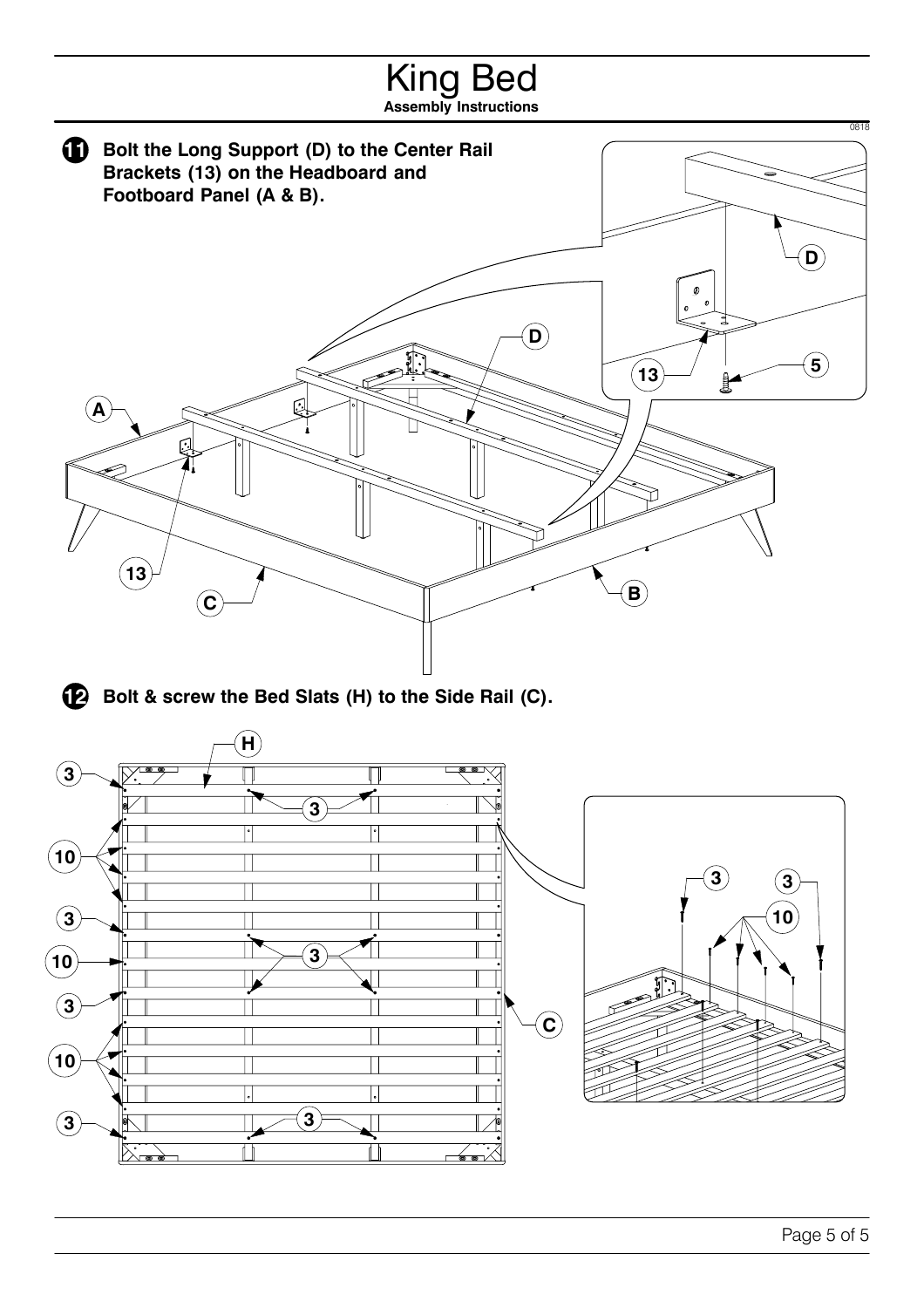# King Bed

**Assembly Instructions**

0818

**11** **Bolt the Long Support (D) to the Center Rail Brackets (13) on the Headboard and Footboard Panel (A & B).**

D

D

13

5

A

13

C

B

**12** **Bolt & screw the Bed Slats (H) to the Side Rail (C).**

H

3

3

10

3

3

10

3

10

3

3

C

3

3

10